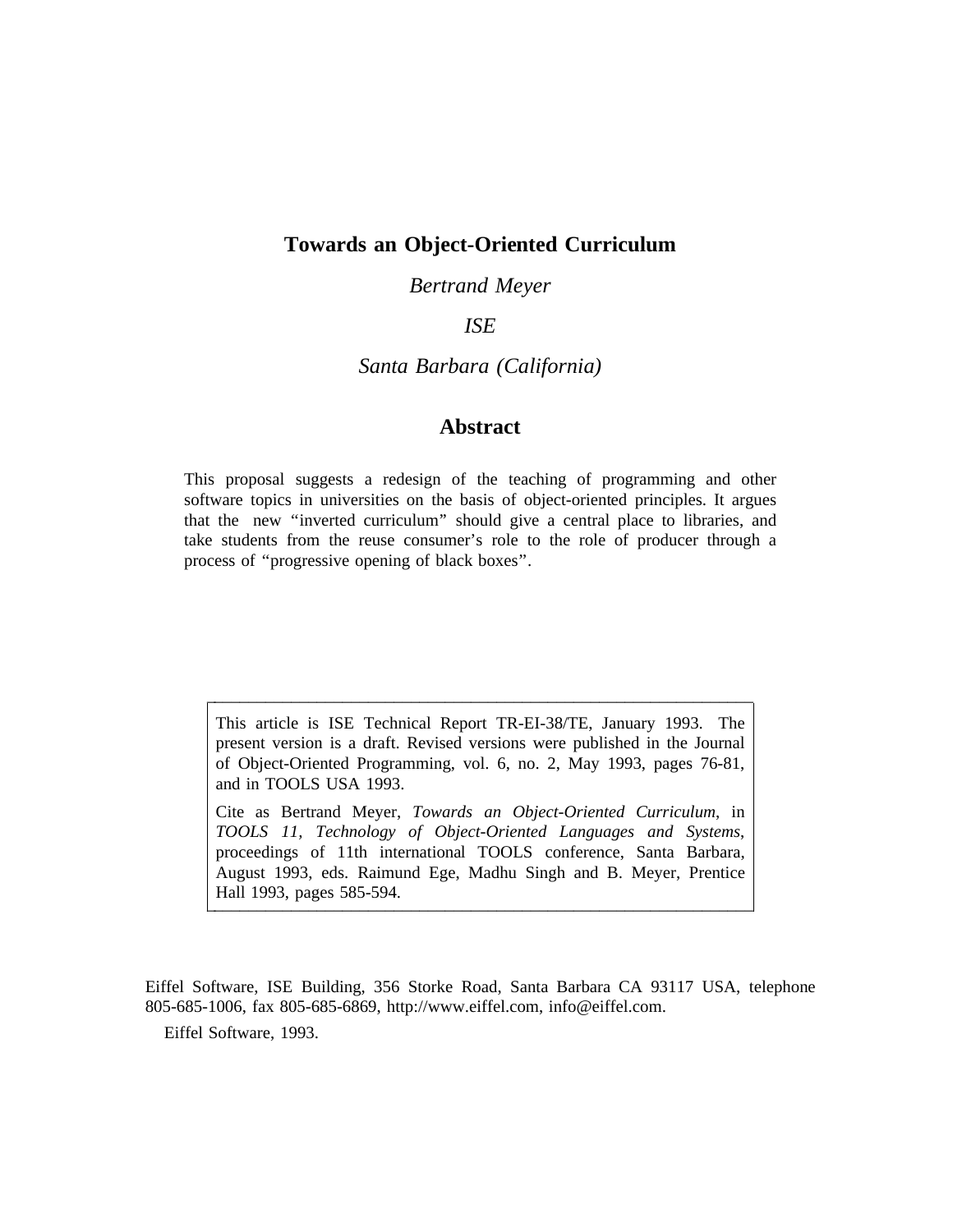# Towards an Object-Oriented Curriculum

*Bertrand Meyer*

*ISE*

*Santa Barbara (California)*

## Abstract

This proposal suggests a redesign of the teaching of programming and other software topics in universities on the basis of object-oriented principles. It argues that the new "inverted curriculum" should give a central place to libraries, and take students from the reuse consumer's role to the role of producer through a process of "progressive opening of black boxes".

---

This article is ISE Technical Report TR-EI-38/TE, January 1993. The present version is a draft. Revised versions were published in the Journal of Object-Oriented Programming, vol. 6, no. 2, May 1993, pages 76-81, and in TOOLS USA 1993.

Cite as Bertrand Meyer, *Towards an Object-Oriented Curriculum*, in *TOOLS 11, Technology of Object-Oriented Languages and Systems*, proceedings of 11th international TOOLS conference, Santa Barbara, August 1993, eds. Raimund Ege, Madhu Singh and B. Meyer, Prentice Hall 1993, pages 585-594.

---

Eiffel Software, ISE Building, 356 Storke Road, Santa Barbara CA 93117 USA, telephone 805-685-1006, fax 805-685-6869, http://www.eiffel.com, info@eiffel.com.

Eiffel Software, 1993.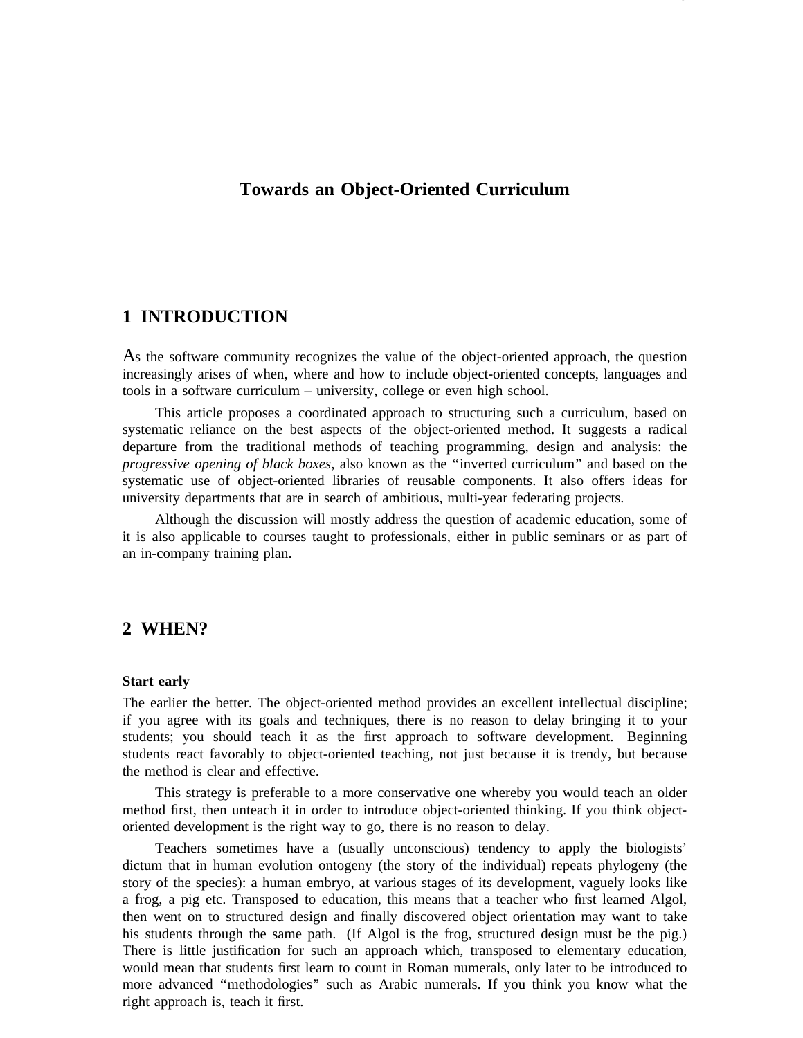# Towards an Object-Oriented Curriculum

## 1 INTRODUCTION

As the software community recognizes the value of the object-oriented approach, the question increasingly arises of when, where and how to include object-oriented concepts, languages and tools in a software curriculum – university, college or even high school.

This article proposes a coordinated approach to structuring such a curriculum, based on systematic reliance on the best aspects of the object-oriented method. It suggests a radical departure from the traditional methods of teaching programming, design and analysis: the *progressive opening of black boxes*, also known as the "inverted curriculum" and based on the systematic use of object-oriented libraries of reusable components. It also offers ideas for university departments that are in search of ambitious, multi-year federating projects.

Although the discussion will mostly address the question of academic education, some of it is also applicable to courses taught to professionals, either in public seminars or as part of an in-company training plan.

## 2 WHEN?

### Start early

The earlier the better. The object-oriented method provides an excellent intellectual discipline; if you agree with its goals and techniques, there is no reason to delay bringing it to your students; you should teach it as the first approach to software development. Beginning students react favorably to object-oriented teaching, not just because it is trendy, but because the method is clear and effective.

This strategy is preferable to a more conservative one whereby you would teach an older method first, then unteach it in order to introduce object-oriented thinking. If you think object-oriented development is the right way to go, there is no reason to delay.

Teachers sometimes have a (usually unconscious) tendency to apply the biologists' dictum that in human evolution ontogeny (the story of the individual) repeats phylogeny (the story of the species): a human embryo, at various stages of its development, vaguely looks like a frog, a pig etc. Transposed to education, this means that a teacher who first learned Algol, then went on to structured design and finally discovered object orientation may want to take his students through the same path. (If Algol is the frog, structured design must be the pig.) There is little justification for such an approach which, transposed to elementary education, would mean that students first learn to count in Roman numerals, only later to be introduced to more advanced "methodologies" such as Arabic numerals. If you think you know what the right approach is, teach it first.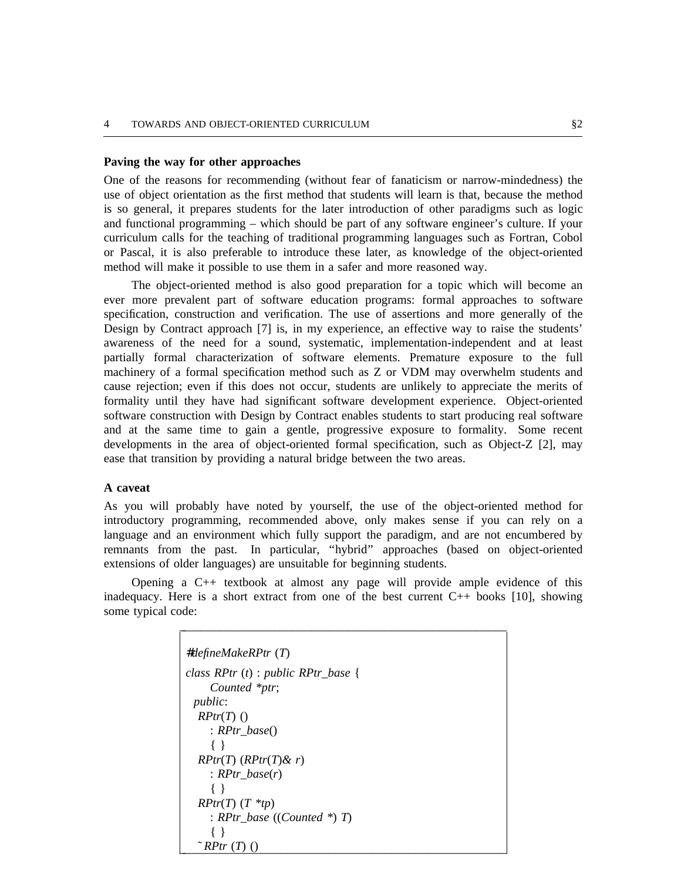### Paving the way for other approaches

One of the reasons for recommending (without fear of fanaticism or narrow-mindedness) the use of object orientation as the first method that students will learn is that, because the method is so general, it prepares students for the later introduction of other paradigms such as logic and functional programming – which should be part of any software engineer's culture. If your curriculum calls for the teaching of traditional programming languages such as Fortran, Cobol or Pascal, it is also preferable to introduce these later, as knowledge of the object-oriented method will make it possible to use them in a safer and more reasoned way.

The object-oriented method is also good preparation for a topic which will become an ever more prevalent part of software education programs: formal approaches to software specification, construction and verification. The use of assertions and more generally of the Design by Contract approach [7] is, in my experience, an effective way to raise the students' awareness of the need for a sound, systematic, implementation-independent and at least partially formal characterization of software elements. Premature exposure to the full machinery of a formal specification method such as Z or VDM may overwhelm students and cause rejection; even if this does not occur, students are unlikely to appreciate the merits of formality until they have had significant software development experience. Object-oriented software construction with Design by Contract enables students to start producing real software and at the same time to gain a gentle, progressive exposure to formality. Some recent developments in the area of object-oriented formal specification, such as Object-Z [2], may ease that transition by providing a natural bridge between the two areas.

### A caveat

As you will probably have noted by yourself, the use of the object-oriented method for introductory programming, recommended above, only makes sense if you can rely on a language and an environment which fully support the paradigm, and are not encumbered by remnants from the past. In particular, "hybrid" approaches (based on object-oriented extensions of older languages) are unsuitable for beginning students.

Opening a C++ textbook at almost any page will provide ample evidence of this inadequacy. Here is a short extract from one of the best current C++ books [10], showing some typical code:

```
#defineMakeRPtr (T)
class RPtr (t) : public RPtr_base {
      Counted *ptr;
  public:
   RPtr(T) ()
      : RPtr_base()
      { }
   RPtr(T) (RPtr(T)& r)
      : RPtr_base(r)
      { }
   RPtr(T) (T *tp)
      : RPtr_base ((Counted *) T)
      { }
   ~RPtr (T) ()
```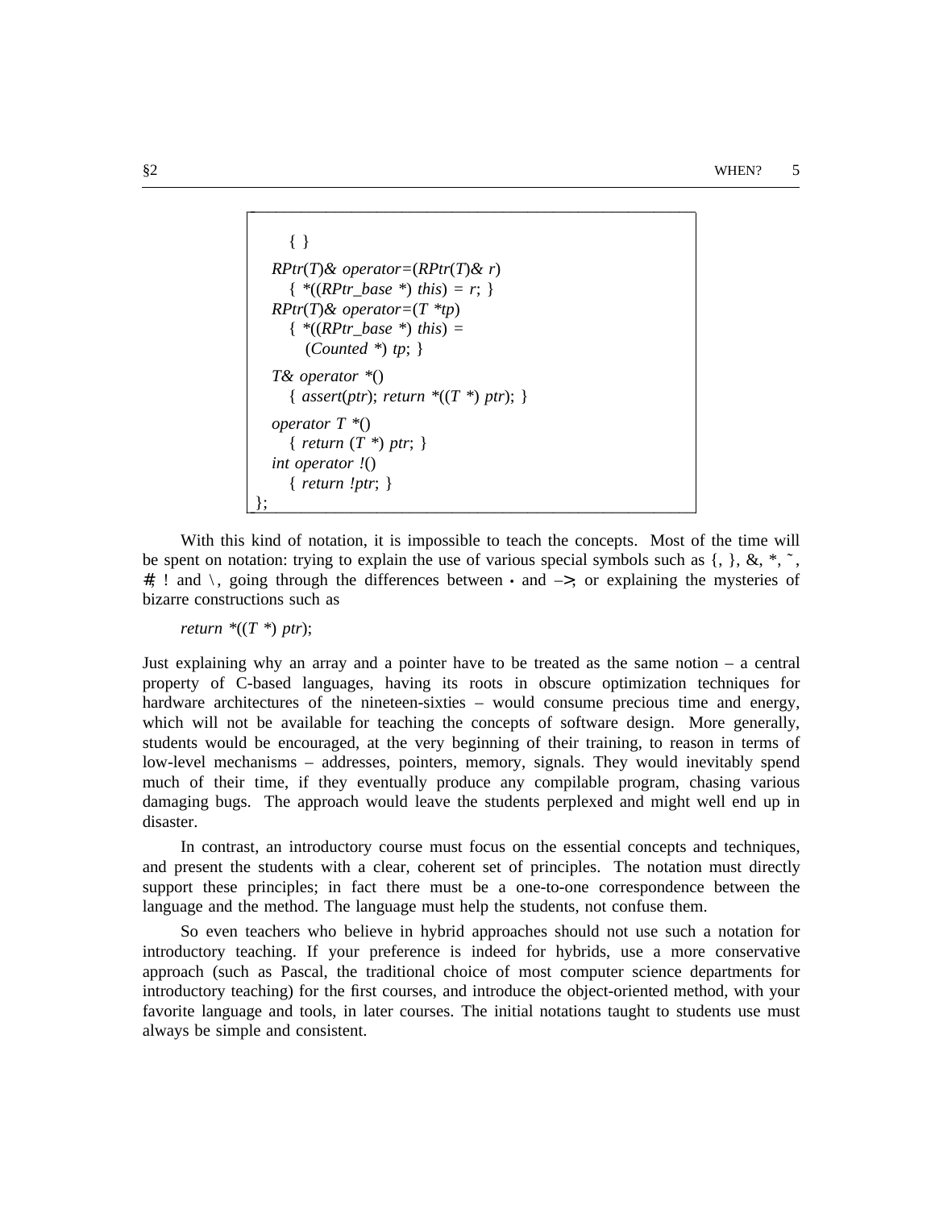```
      { }
   RPtr(T)& operator=(RPtr(T)& r)
      { *((RPtr_base *) this) = r; }
   RPtr(T)& operator=(T *tp)
      { *((RPtr_base *) this) =
         (Counted *) tp; }
   T& operator *()
      { assert(ptr); return *((T *) ptr); }
   operator T *()
      { return (T *) ptr; }
   int operator !()
      { return !ptr; }
};
```

With this kind of notation, it is impossible to teach the concepts. Most of the time will be spent on notation: trying to explain the use of various special symbols such as {, }, &, *, ˜, #, ! and \, going through the differences between . and –>, or explaining the mysteries of bizarre constructions such as

*return *((T *) ptr);*

Just explaining why an array and a pointer have to be treated as the same notion – a central property of C-based languages, having its roots in obscure optimization techniques for hardware architectures of the nineteen-sixties – would consume precious time and energy, which will not be available for teaching the concepts of software design. More generally, students would be encouraged, at the very beginning of their training, to reason in terms of low-level mechanisms – addresses, pointers, memory, signals. They would inevitably spend much of their time, if they eventually produce any compilable program, chasing various damaging bugs. The approach would leave the students perplexed and might well end up in disaster.

In contrast, an introductory course must focus on the essential concepts and techniques, and present the students with a clear, coherent set of principles. The notation must directly support these principles; in fact there must be a one-to-one correspondence between the language and the method. The language must help the students, not confuse them.

So even teachers who believe in hybrid approaches should not use such a notation for introductory teaching. If your preference is indeed for hybrids, use a more conservative approach (such as Pascal, the traditional choice of most computer science departments for introductory teaching) for the first courses, and introduce the object-oriented method, with your favorite language and tools, in later courses. The initial notations taught to students use must always be simple and consistent.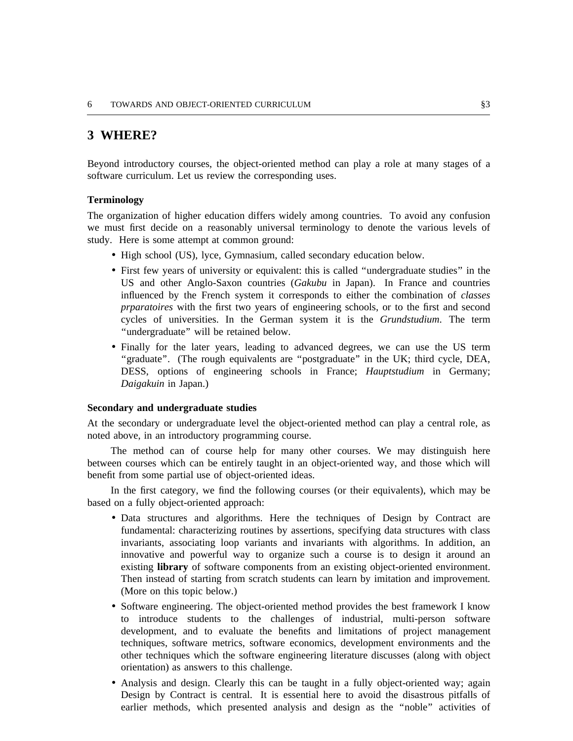## 3 WHERE?

Beyond introductory courses, the object-oriented method can play a role at many stages of a software curriculum. Let us review the corresponding uses.

### Terminology

The organization of higher education differs widely among countries. To avoid any confusion we must first decide on a reasonably universal terminology to denote the various levels of study. Here is some attempt at common ground:

- High school (US), lyce, Gymnasium, called secondary education below.
- First few years of university or equivalent: this is called "undergraduate studies" in the US and other Anglo-Saxon countries (*Gakubu* in Japan). In France and countries influenced by the French system it corresponds to either the combination of *classes prparatoires* with the first two years of engineering schools, or to the first and second cycles of universities. In the German system it is the *Grundstudium*. The term "undergraduate" will be retained below.
- Finally for the later years, leading to advanced degrees, we can use the US term "graduate". (The rough equivalents are "postgraduate" in the UK; third cycle, DEA, DESS, options of engineering schools in France; *Hauptstudium* in Germany; *Daigakuin* in Japan.)

### Secondary and undergraduate studies

At the secondary or undergraduate level the object-oriented method can play a central role, as noted above, in an introductory programming course.

The method can of course help for many other courses. We may distinguish here between courses which can be entirely taught in an object-oriented way, and those which will benefit from some partial use of object-oriented ideas.

In the first category, we find the following courses (or their equivalents), which may be based on a fully object-oriented approach:

- Data structures and algorithms. Here the techniques of Design by Contract are fundamental: characterizing routines by assertions, specifying data structures with class invariants, associating loop variants and invariants with algorithms. In addition, an innovative and powerful way to organize such a course is to design it around an existing **library** of software components from an existing object-oriented environment. Then instead of starting from scratch students can learn by imitation and improvement. (More on this topic below.)
- Software engineering. The object-oriented method provides the best framework I know to introduce students to the challenges of industrial, multi-person software development, and to evaluate the benefits and limitations of project management techniques, software metrics, software economics, development environments and the other techniques which the software engineering literature discusses (along with object orientation) as answers to this challenge.
- Analysis and design. Clearly this can be taught in a fully object-oriented way; again Design by Contract is central. It is essential here to avoid the disastrous pitfalls of earlier methods, which presented analysis and design as the "noble" activities of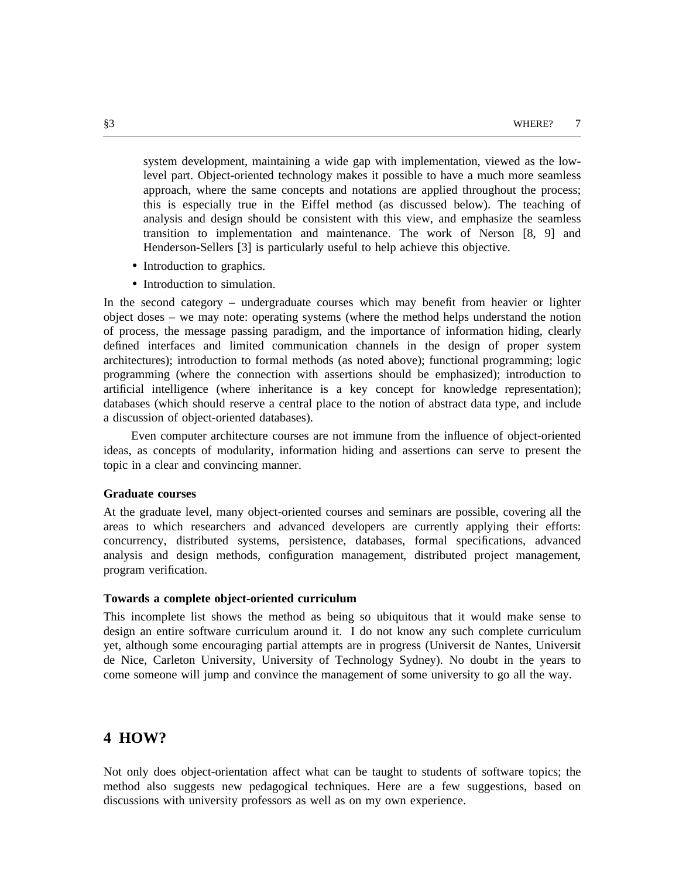system development, maintaining a wide gap with implementation, viewed as the low-level part. Object-oriented technology makes it possible to have a much more seamless approach, where the same concepts and notations are applied throughout the process; this is especially true in the Eiffel method (as discussed below). The teaching of analysis and design should be consistent with this view, and emphasize the seamless transition to implementation and maintenance. The work of Nerson [8, 9] and Henderson-Sellers [3] is particularly useful to help achieve this objective.

- Introduction to graphics.
- Introduction to simulation.

In the second category – undergraduate courses which may benefit from heavier or lighter object doses – we may note: operating systems (where the method helps understand the notion of process, the message passing paradigm, and the importance of information hiding, clearly defined interfaces and limited communication channels in the design of proper system architectures); introduction to formal methods (as noted above); functional programming; logic programming (where the connection with assertions should be emphasized); introduction to artificial intelligence (where inheritance is a key concept for knowledge representation); databases (which should reserve a central place to the notion of abstract data type, and include a discussion of object-oriented databases).

Even computer architecture courses are not immune from the influence of object-oriented ideas, as concepts of modularity, information hiding and assertions can serve to present the topic in a clear and convincing manner.

### Graduate courses

At the graduate level, many object-oriented courses and seminars are possible, covering all the areas to which researchers and advanced developers are currently applying their efforts: concurrency, distributed systems, persistence, databases, formal specifications, advanced analysis and design methods, configuration management, distributed project management, program verification.

### Towards a complete object-oriented curriculum

This incomplete list shows the method as being so ubiquitous that it would make sense to design an entire software curriculum around it. I do not know any such complete curriculum yet, although some encouraging partial attempts are in progress (Universit de Nantes, Universit de Nice, Carleton University, University of Technology Sydney). No doubt in the years to come someone will jump and convince the management of some university to go all the way.

## 4 HOW?

Not only does object-orientation affect what can be taught to students of software topics; the method also suggests new pedagogical techniques. Here are a few suggestions, based on discussions with university professors as well as on my own experience.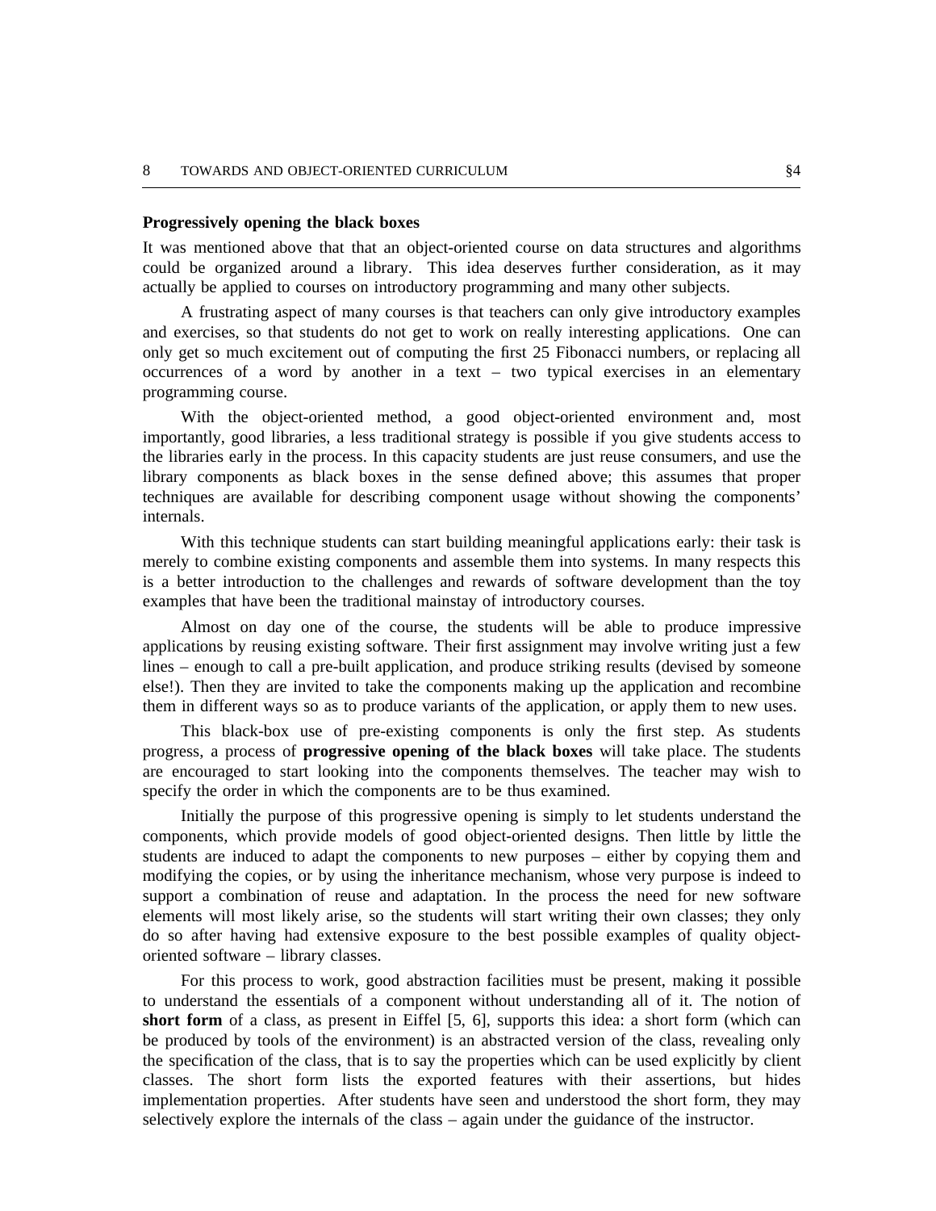### Progressively opening the black boxes

It was mentioned above that that an object-oriented course on data structures and algorithms could be organized around a library. This idea deserves further consideration, as it may actually be applied to courses on introductory programming and many other subjects.

A frustrating aspect of many courses is that teachers can only give introductory examples and exercises, so that students do not get to work on really interesting applications. One can only get so much excitement out of computing the first 25 Fibonacci numbers, or replacing all occurrences of a word by another in a text – two typical exercises in an elementary programming course.

With the object-oriented method, a good object-oriented environment and, most importantly, good libraries, a less traditional strategy is possible if you give students access to the libraries early in the process. In this capacity students are just reuse consumers, and use the library components as black boxes in the sense defined above; this assumes that proper techniques are available for describing component usage without showing the components' internals.

With this technique students can start building meaningful applications early: their task is merely to combine existing components and assemble them into systems. In many respects this is a better introduction to the challenges and rewards of software development than the toy examples that have been the traditional mainstay of introductory courses.

Almost on day one of the course, the students will be able to produce impressive applications by reusing existing software. Their first assignment may involve writing just a few lines – enough to call a pre-built application, and produce striking results (devised by someone else!). Then they are invited to take the components making up the application and recombine them in different ways so as to produce variants of the application, or apply them to new uses.

This black-box use of pre-existing components is only the first step. As students progress, a process of **progressive opening of the black boxes** will take place. The students are encouraged to start looking into the components themselves. The teacher may wish to specify the order in which the components are to be thus examined.

Initially the purpose of this progressive opening is simply to let students understand the components, which provide models of good object-oriented designs. Then little by little the students are induced to adapt the components to new purposes – either by copying them and modifying the copies, or by using the inheritance mechanism, whose very purpose is indeed to support a combination of reuse and adaptation. In the process the need for new software elements will most likely arise, so the students will start writing their own classes; they only do so after having had extensive exposure to the best possible examples of quality object-oriented software – library classes.

For this process to work, good abstraction facilities must be present, making it possible to understand the essentials of a component without understanding all of it. The notion of **short form** of a class, as present in Eiffel [5, 6], supports this idea: a short form (which can be produced by tools of the environment) is an abstracted version of the class, revealing only the specification of the class, that is to say the properties which can be used explicitly by client classes. The short form lists the exported features with their assertions, but hides implementation properties. After students have seen and understood the short form, they may selectively explore the internals of the class – again under the guidance of the instructor.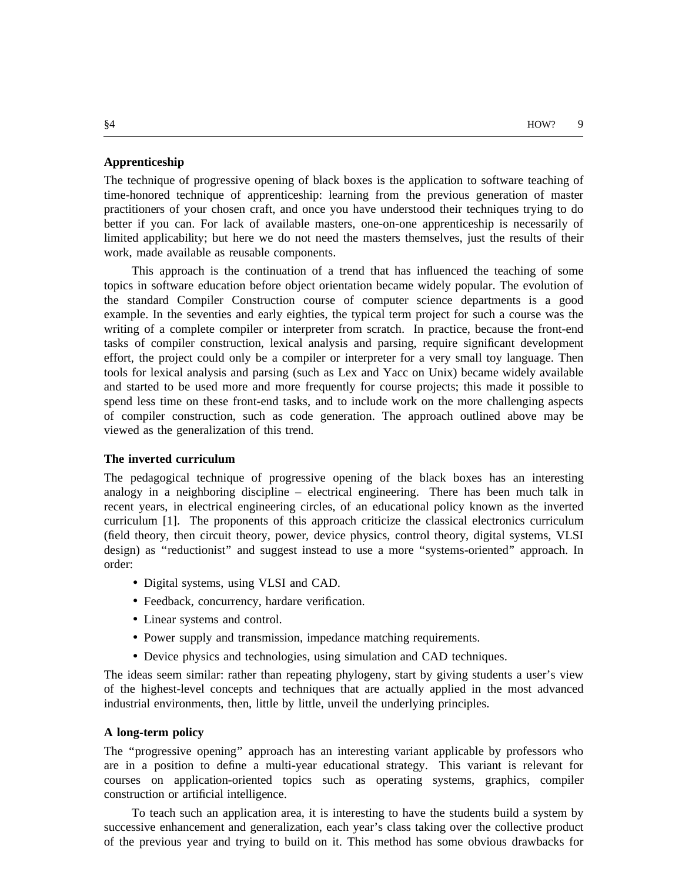### Apprenticeship

The technique of progressive opening of black boxes is the application to software teaching of time-honored technique of apprenticeship: learning from the previous generation of master practitioners of your chosen craft, and once you have understood their techniques trying to do better if you can. For lack of available masters, one-on-one apprenticeship is necessarily of limited applicability; but here we do not need the masters themselves, just the results of their work, made available as reusable components.

This approach is the continuation of a trend that has influenced the teaching of some topics in software education before object orientation became widely popular. The evolution of the standard Compiler Construction course of computer science departments is a good example. In the seventies and early eighties, the typical term project for such a course was the writing of a complete compiler or interpreter from scratch. In practice, because the front-end tasks of compiler construction, lexical analysis and parsing, require significant development effort, the project could only be a compiler or interpreter for a very small toy language. Then tools for lexical analysis and parsing (such as Lex and Yacc on Unix) became widely available and started to be used more and more frequently for course projects; this made it possible to spend less time on these front-end tasks, and to include work on the more challenging aspects of compiler construction, such as code generation. The approach outlined above may be viewed as the generalization of this trend.

### The inverted curriculum

The pedagogical technique of progressive opening of the black boxes has an interesting analogy in a neighboring discipline – electrical engineering. There has been much talk in recent years, in electrical engineering circles, of an educational policy known as the inverted curriculum [1]. The proponents of this approach criticize the classical electronics curriculum (field theory, then circuit theory, power, device physics, control theory, digital systems, VLSI design) as "reductionist" and suggest instead to use a more "systems-oriented" approach. In order:

- Digital systems, using VLSI and CAD.
- Feedback, concurrency, hardare verification.
- Linear systems and control.
- Power supply and transmission, impedance matching requirements.
- Device physics and technologies, using simulation and CAD techniques.

The ideas seem similar: rather than repeating phylogeny, start by giving students a user's view of the highest-level concepts and techniques that are actually applied in the most advanced industrial environments, then, little by little, unveil the underlying principles.

### A long-term policy

The "progressive opening" approach has an interesting variant applicable by professors who are in a position to define a multi-year educational strategy. This variant is relevant for courses on application-oriented topics such as operating systems, graphics, compiler construction or artificial intelligence.

To teach such an application area, it is interesting to have the students build a system by successive enhancement and generalization, each year's class taking over the collective product of the previous year and trying to build on it. This method has some obvious drawbacks for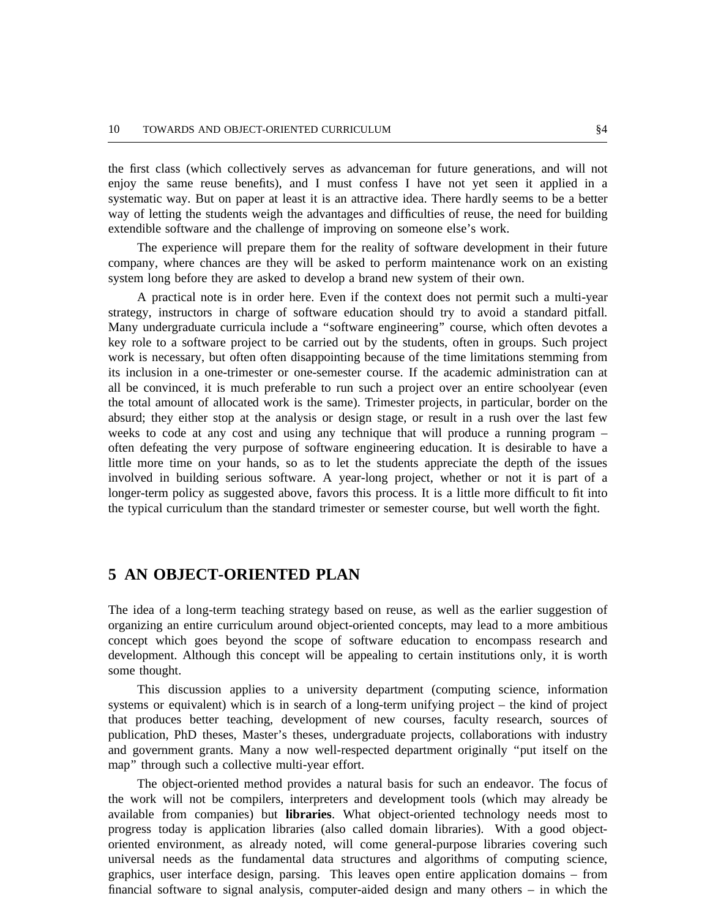the first class (which collectively serves as advanceman for future generations, and will not enjoy the same reuse benefits), and I must confess I have not yet seen it applied in a systematic way. But on paper at least it is an attractive idea. There hardly seems to be a better way of letting the students weigh the advantages and difficulties of reuse, the need for building extendible software and the challenge of improving on someone else's work.

The experience will prepare them for the reality of software development in their future company, where chances are they will be asked to perform maintenance work on an existing system long before they are asked to develop a brand new system of their own.

A practical note is in order here. Even if the context does not permit such a multi-year strategy, instructors in charge of software education should try to avoid a standard pitfall. Many undergraduate curricula include a "software engineering" course, which often devotes a key role to a software project to be carried out by the students, often in groups. Such project work is necessary, but often often disappointing because of the time limitations stemming from its inclusion in a one-trimester or one-semester course. If the academic administration can at all be convinced, it is much preferable to run such a project over an entire schoolyear (even the total amount of allocated work is the same). Trimester projects, in particular, border on the absurd; they either stop at the analysis or design stage, or result in a rush over the last few weeks to code at any cost and using any technique that will produce a running program – often defeating the very purpose of software engineering education. It is desirable to have a little more time on your hands, so as to let the students appreciate the depth of the issues involved in building serious software. A year-long project, whether or not it is part of a longer-term policy as suggested above, favors this process. It is a little more difficult to fit into the typical curriculum than the standard trimester or semester course, but well worth the fight.

## 5 AN OBJECT-ORIENTED PLAN

The idea of a long-term teaching strategy based on reuse, as well as the earlier suggestion of organizing an entire curriculum around object-oriented concepts, may lead to a more ambitious concept which goes beyond the scope of software education to encompass research and development. Although this concept will be appealing to certain institutions only, it is worth some thought.

This discussion applies to a university department (computing science, information systems or equivalent) which is in search of a long-term unifying project – the kind of project that produces better teaching, development of new courses, faculty research, sources of publication, PhD theses, Master's theses, undergraduate projects, collaborations with industry and government grants. Many a now well-respected department originally "put itself on the map" through such a collective multi-year effort.

The object-oriented method provides a natural basis for such an endeavor. The focus of the work will not be compilers, interpreters and development tools (which may already be available from companies) but **libraries**. What object-oriented technology needs most to progress today is application libraries (also called domain libraries). With a good object-oriented environment, as already noted, will come general-purpose libraries covering such universal needs as the fundamental data structures and algorithms of computing science, graphics, user interface design, parsing. This leaves open entire application domains – from financial software to signal analysis, computer-aided design and many others – in which the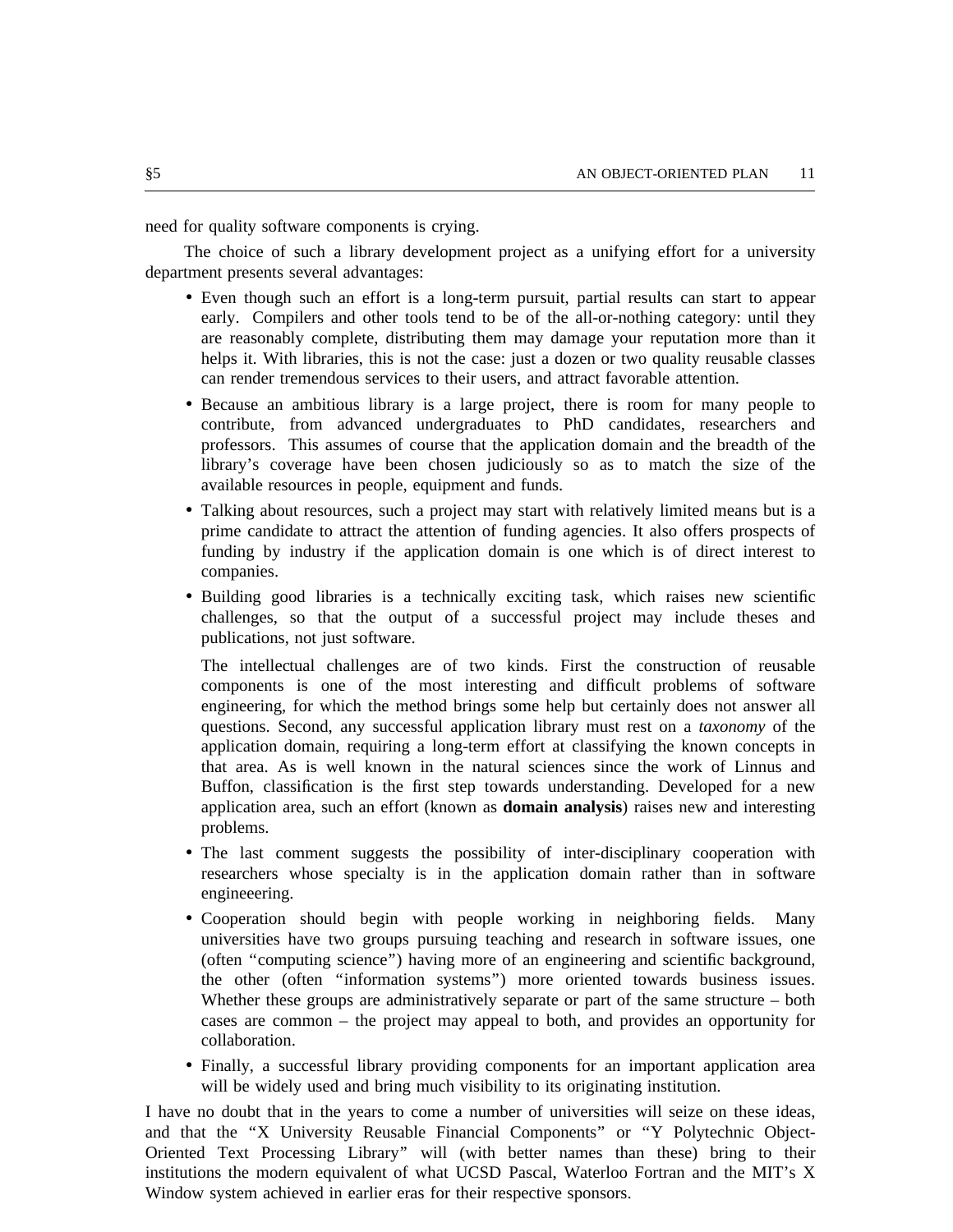need for quality software components is crying.

The choice of such a library development project as a unifying effort for a university department presents several advantages:

- Even though such an effort is a long-term pursuit, partial results can start to appear early. Compilers and other tools tend to be of the all-or-nothing category: until they are reasonably complete, distributing them may damage your reputation more than it helps it. With libraries, this is not the case: just a dozen or two quality reusable classes can render tremendous services to their users, and attract favorable attention.
- Because an ambitious library is a large project, there is room for many people to contribute, from advanced undergraduates to PhD candidates, researchers and professors. This assumes of course that the application domain and the breadth of the library's coverage have been chosen judiciously so as to match the size of the available resources in people, equipment and funds.
- Talking about resources, such a project may start with relatively limited means but is a prime candidate to attract the attention of funding agencies. It also offers prospects of funding by industry if the application domain is one which is of direct interest to companies.
- Building good libraries is a technically exciting task, which raises new scientific challenges, so that the output of a successful project may include theses and publications, not just software.

  The intellectual challenges are of two kinds. First the construction of reusable components is one of the most interesting and difficult problems of software engineering, for which the method brings some help but certainly does not answer all questions. Second, any successful application library must rest on a *taxonomy* of the application domain, requiring a long-term effort at classifying the known concepts in that area. As is well known in the natural sciences since the work of Linnus and Buffon, classification is the first step towards understanding. Developed for a new application area, such an effort (known as **domain analysis**) raises new and interesting problems.
- The last comment suggests the possibility of inter-disciplinary cooperation with researchers whose specialty is in the application domain rather than in software engineeering.
- Cooperation should begin with people working in neighboring fields. Many universities have two groups pursuing teaching and research in software issues, one (often "computing science") having more of an engineering and scientific background, the other (often "information systems") more oriented towards business issues. Whether these groups are administratively separate or part of the same structure – both cases are common – the project may appeal to both, and provides an opportunity for collaboration.
- Finally, a successful library providing components for an important application area will be widely used and bring much visibility to its originating institution.

I have no doubt that in the years to come a number of universities will seize on these ideas, and that the "X University Reusable Financial Components" or "Y Polytechnic Object-Oriented Text Processing Library" will (with better names than these) bring to their institutions the modern equivalent of what UCSD Pascal, Waterloo Fortran and the MIT's X Window system achieved in earlier eras for their respective sponsors.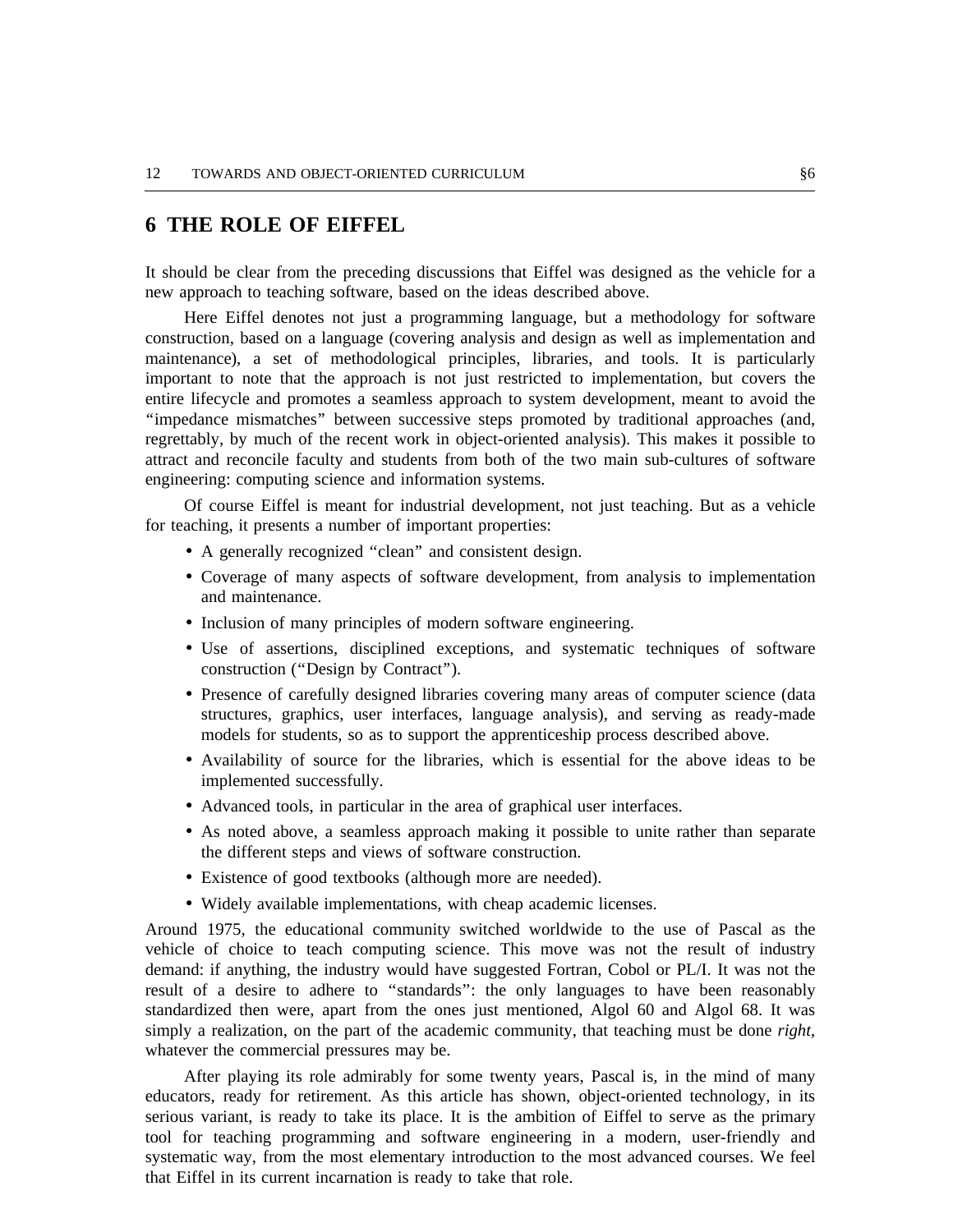# 6 THE ROLE OF EIFFEL

It should be clear from the preceding discussions that Eiffel was designed as the vehicle for a new approach to teaching software, based on the ideas described above.

Here Eiffel denotes not just a programming language, but a methodology for software construction, based on a language (covering analysis and design as well as implementation and maintenance), a set of methodological principles, libraries, and tools. It is particularly important to note that the approach is not just restricted to implementation, but covers the entire lifecycle and promotes a seamless approach to system development, meant to avoid the "impedance mismatches" between successive steps promoted by traditional approaches (and, regrettably, by much of the recent work in object-oriented analysis). This makes it possible to attract and reconcile faculty and students from both of the two main sub-cultures of software engineering: computing science and information systems.

Of course Eiffel is meant for industrial development, not just teaching. But as a vehicle for teaching, it presents a number of important properties:

- A generally recognized "clean" and consistent design.
- Coverage of many aspects of software development, from analysis to implementation and maintenance.
- Inclusion of many principles of modern software engineering.
- Use of assertions, disciplined exceptions, and systematic techniques of software construction ("Design by Contract").
- Presence of carefully designed libraries covering many areas of computer science (data structures, graphics, user interfaces, language analysis), and serving as ready-made models for students, so as to support the apprenticeship process described above.
- Availability of source for the libraries, which is essential for the above ideas to be implemented successfully.
- Advanced tools, in particular in the area of graphical user interfaces.
- As noted above, a seamless approach making it possible to unite rather than separate the different steps and views of software construction.
- Existence of good textbooks (although more are needed).
- Widely available implementations, with cheap academic licenses.

Around 1975, the educational community switched worldwide to the use of Pascal as the vehicle of choice to teach computing science. This move was not the result of industry demand: if anything, the industry would have suggested Fortran, Cobol or PL/I. It was not the result of a desire to adhere to "standards": the only languages to have been reasonably standardized then were, apart from the ones just mentioned, Algol 60 and Algol 68. It was simply a realization, on the part of the academic community, that teaching must be done *right*, whatever the commercial pressures may be.

After playing its role admirably for some twenty years, Pascal is, in the mind of many educators, ready for retirement. As this article has shown, object-oriented technology, in its serious variant, is ready to take its place. It is the ambition of Eiffel to serve as the primary tool for teaching programming and software engineering in a modern, user-friendly and systematic way, from the most elementary introduction to the most advanced courses. We feel that Eiffel in its current incarnation is ready to take that role.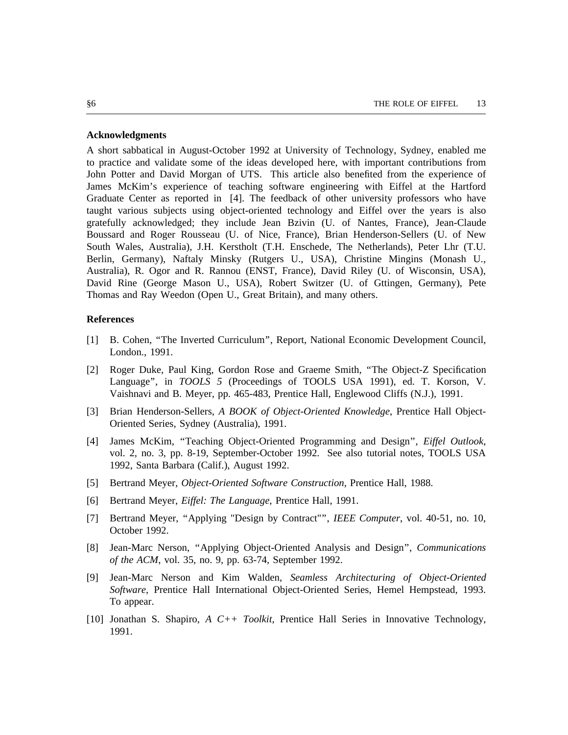### Acknowledgments

A short sabbatical in August-October 1992 at University of Technology, Sydney, enabled me to practice and validate some of the ideas developed here, with important contributions from John Potter and David Morgan of UTS. This article also benefited from the experience of James McKim's experience of teaching software engineering with Eiffel at the Hartford Graduate Center as reported in [4]. The feedback of other university professors who have taught various subjects using object-oriented technology and Eiffel over the years is also gratefully acknowledged; they include Jean Bzivin (U. of Nantes, France), Jean-Claude Boussard and Roger Rousseau (U. of Nice, France), Brian Henderson-Sellers (U. of New South Wales, Australia), J.H. Kerstholt (T.H. Enschede, The Netherlands), Peter Lhr (T.U. Berlin, Germany), Naftaly Minsky (Rutgers U., USA), Christine Mingins (Monash U., Australia), R. Ogor and R. Rannou (ENST, France), David Riley (U. of Wisconsin, USA), David Rine (George Mason U., USA), Robert Switzer (U. of Gttingen, Germany), Pete Thomas and Ray Weedon (Open U., Great Britain), and many others.

### References

[1] B. Cohen, "The Inverted Curriculum", Report, National Economic Development Council, London., 1991.

[2] Roger Duke, Paul King, Gordon Rose and Graeme Smith, "The Object-Z Specification Language", in *TOOLS 5* (Proceedings of TOOLS USA 1991), ed. T. Korson, V. Vaishnavi and B. Meyer, pp. 465-483, Prentice Hall, Englewood Cliffs (N.J.), 1991.

[3] Brian Henderson-Sellers, *A BOOK of Object-Oriented Knowledge*, Prentice Hall Object-Oriented Series, Sydney (Australia), 1991.

[4] James McKim, "Teaching Object-Oriented Programming and Design", *Eiffel Outlook*, vol. 2, no. 3, pp. 8-19, September-October 1992. See also tutorial notes, TOOLS USA 1992, Santa Barbara (Calif.), August 1992.

[5] Bertrand Meyer, *Object-Oriented Software Construction*, Prentice Hall, 1988.

[6] Bertrand Meyer, *Eiffel: The Language*, Prentice Hall, 1991.

[7] Bertrand Meyer, "Applying "Design by Contract"", *IEEE Computer*, vol. 40-51, no. 10, October 1992.

[8] Jean-Marc Nerson, "Applying Object-Oriented Analysis and Design", *Communications of the ACM*, vol. 35, no. 9, pp. 63-74, September 1992.

[9] Jean-Marc Nerson and Kim Walden, *Seamless Architecturing of Object-Oriented Software*, Prentice Hall International Object-Oriented Series, Hemel Hempstead, 1993. To appear.

[10] Jonathan S. Shapiro, *A C++ Toolkit*, Prentice Hall Series in Innovative Technology, 1991.